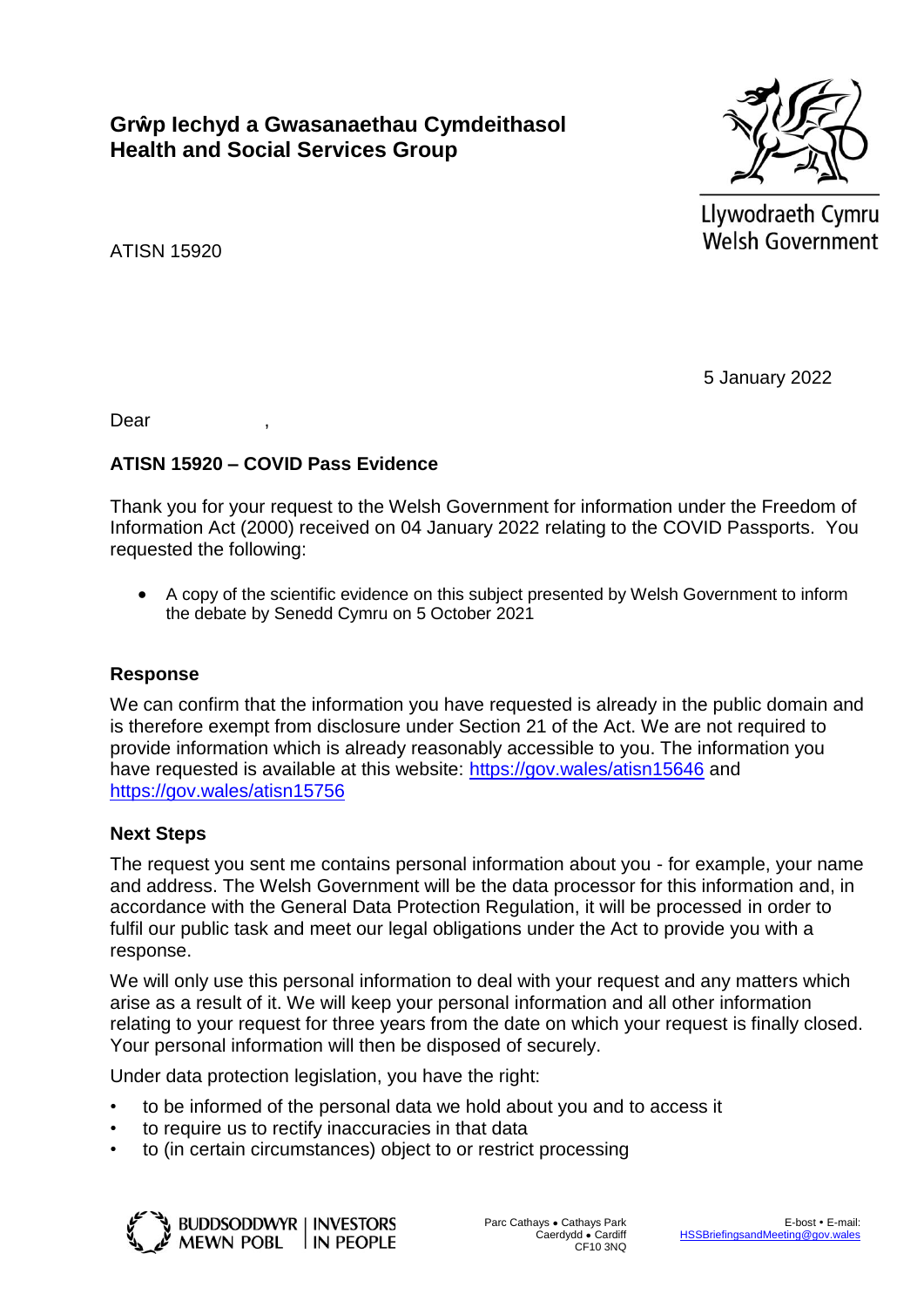**Grŵp Iechyd a Gwasanaethau Cymdeithasol**
**Health and Social Services Group**

Llywodraeth Cymru
Welsh Government

ATISN 15920

5 January 2022

Dear ,

**ATISN 15920 – COVID Pass Evidence**

Thank you for your request to the Welsh Government for information under the Freedom of Information Act (2000) received on 04 January 2022 relating to the COVID Passports. You requested the following:

- A copy of the scientific evidence on this subject presented by Welsh Government to inform the debate by Senedd Cymru on 5 October 2021

## Response

We can confirm that the information you have requested is already in the public domain and is therefore exempt from disclosure under Section 21 of the Act. We are not required to provide information which is already reasonably accessible to you. The information you have requested is available at this website: [https://gov.wales/atisn15646](https://gov.wales/atisn15646) and [https://gov.wales/atisn15756](https://gov.wales/atisn15756)

## Next Steps

The request you sent me contains personal information about you - for example, your name and address. The Welsh Government will be the data processor for this information and, in accordance with the General Data Protection Regulation, it will be processed in order to fulfil our public task and meet our legal obligations under the Act to provide you with a response.

We will only use this personal information to deal with your request and any matters which arise as a result of it. We will keep your personal information and all other information relating to your request for three years from the date on which your request is finally closed. Your personal information will then be disposed of securely.

Under data protection legislation, you have the right:

- to be informed of the personal data we hold about you and to access it
- to require us to rectify inaccuracies in that data
- to (in certain circumstances) object to or restrict processing

BUDDSODDWYR MEWN POBL | INVESTORS IN PEOPLE

Parc Cathays • Cathays Park
Caerdydd • Cardiff
CF10 3NQ

E-bost • E-mail:
[HSSBriefingsandMeeting@gov.wales](mailto:HSSBriefingsandMeeting@gov.wales)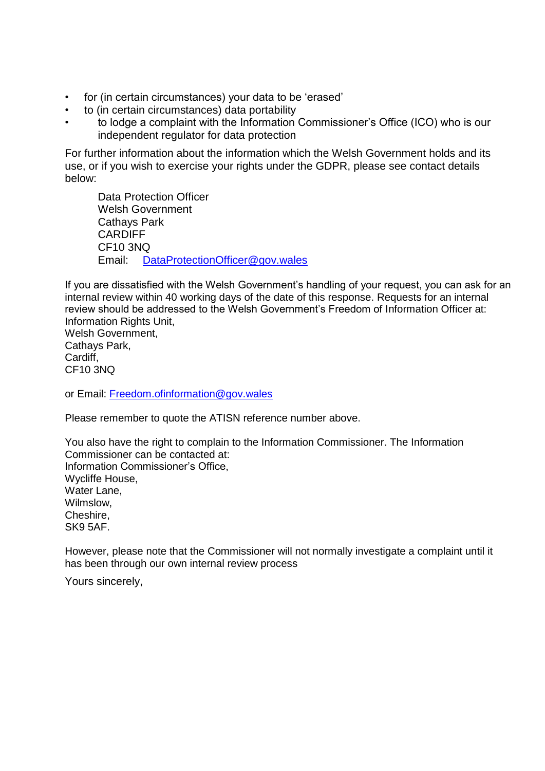- for (in certain circumstances) your data to be 'erased'
- to (in certain circumstances) data portability
- to lodge a complaint with the Information Commissioner's Office (ICO) who is our independent regulator for data protection

For further information about the information which the Welsh Government holds and its use, or if you wish to exercise your rights under the GDPR, please see contact details below:

Data Protection Officer
Welsh Government
Cathays Park
CARDIFF
CF10 3NQ
Email: DataProtectionOfficer@gov.wales

If you are dissatisfied with the Welsh Government's handling of your request, you can ask for an internal review within 40 working days of the date of this response. Requests for an internal review should be addressed to the Welsh Government's Freedom of Information Officer at:
Information Rights Unit,
Welsh Government,
Cathays Park,
Cardiff,
CF10 3NQ

or Email: Freedom.ofinformation@gov.wales

Please remember to quote the ATISN reference number above.

You also have the right to complain to the Information Commissioner. The Information Commissioner can be contacted at:
Information Commissioner's Office,
Wycliffe House,
Water Lane,
Wilmslow,
Cheshire,
SK9 5AF.

However, please note that the Commissioner will not normally investigate a complaint until it has been through our own internal review process

Yours sincerely,